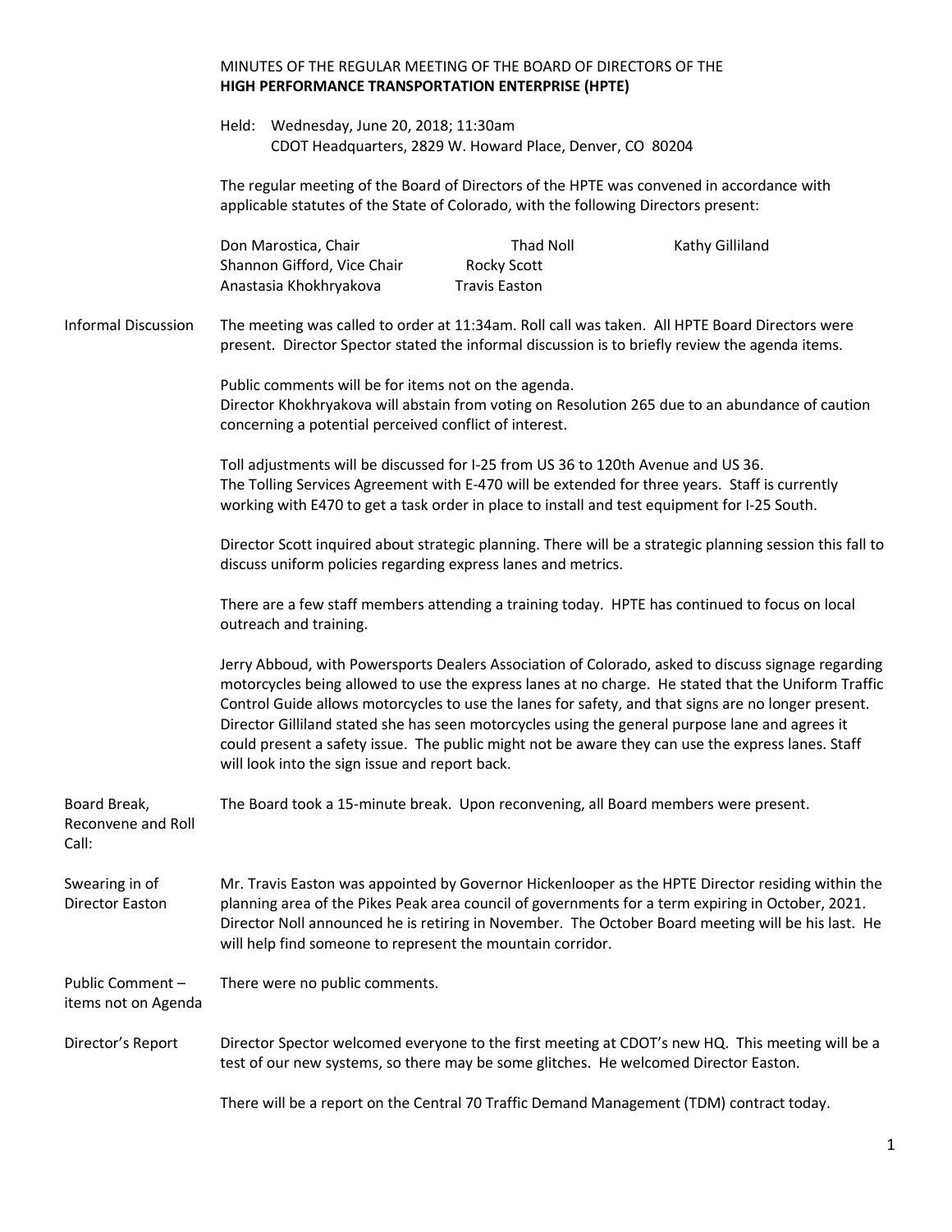MINUTES OF THE REGULAR MEETING OF THE BOARD OF DIRECTORS OF THE
**HIGH PERFORMANCE TRANSPORTATION ENTERPRISE (HPTE)**

Held: Wednesday, June 20, 2018; 11:30am
CDOT Headquarters, 2829 W. Howard Place, Denver, CO 80204

The regular meeting of the Board of Directors of the HPTE was convened in accordance with applicable statutes of the State of Colorado, with the following Directors present:

Don Marostica, Chair
Shannon Gifford, Vice Chair
Anastasia Khokhryakova
Thad Noll
Rocky Scott
Travis Easton
Kathy Gilliland

**Informal Discussion**

The meeting was called to order at 11:34am. Roll call was taken. All HPTE Board Directors were present. Director Spector stated the informal discussion is to briefly review the agenda items.

Public comments will be for items not on the agenda.
Director Khokhryakova will abstain from voting on Resolution 265 due to an abundance of caution concerning a potential perceived conflict of interest.

Toll adjustments will be discussed for I-25 from US 36 to 120th Avenue and US 36.
The Tolling Services Agreement with E-470 will be extended for three years. Staff is currently working with E470 to get a task order in place to install and test equipment for I-25 South.

Director Scott inquired about strategic planning. There will be a strategic planning session this fall to discuss uniform policies regarding express lanes and metrics.

There are a few staff members attending a training today. HPTE has continued to focus on local outreach and training.

Jerry Abboud, with Powersports Dealers Association of Colorado, asked to discuss signage regarding motorcycles being allowed to use the express lanes at no charge. He stated that the Uniform Traffic Control Guide allows motorcycles to use the lanes for safety, and that signs are no longer present. Director Gilliland stated she has seen motorcycles using the general purpose lane and agrees it could present a safety issue. The public might not be aware they can use the express lanes. Staff will look into the sign issue and report back.

**Board Break, Reconvene and Roll Call:**

The Board took a 15-minute break. Upon reconvening, all Board members were present.

**Swearing in of Director Easton**

Mr. Travis Easton was appointed by Governor Hickenlooper as the HPTE Director residing within the planning area of the Pikes Peak area council of governments for a term expiring in October, 2021. Director Noll announced he is retiring in November. The October Board meeting will be his last. He will help find someone to represent the mountain corridor.

**Public Comment – items not on Agenda**

There were no public comments.

**Director's Report**

Director Spector welcomed everyone to the first meeting at CDOT's new HQ. This meeting will be a test of our new systems, so there may be some glitches. He welcomed Director Easton.

There will be a report on the Central 70 Traffic Demand Management (TDM) contract today.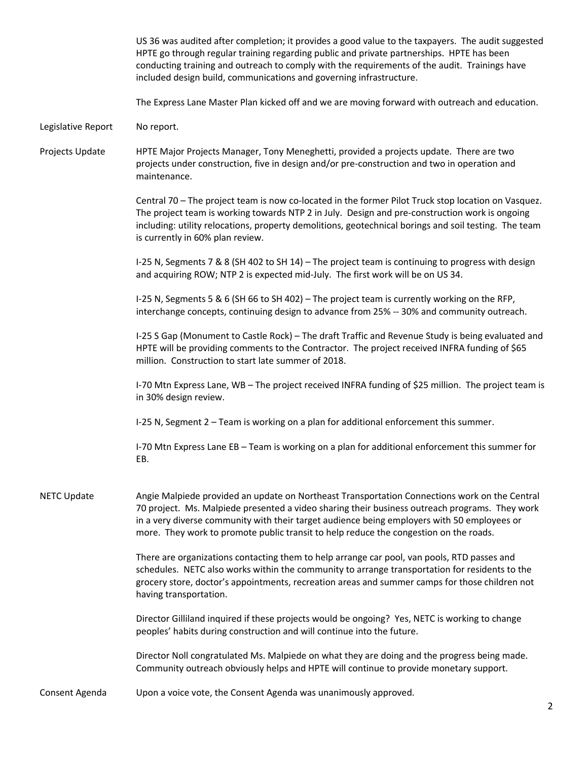US 36 was audited after completion; it provides a good value to the taxpayers. The audit suggested HPTE go through regular training regarding public and private partnerships. HPTE has been conducting training and outreach to comply with the requirements of the audit. Trainings have included design build, communications and governing infrastructure.

The Express Lane Master Plan kicked off and we are moving forward with outreach and education.

**Legislative Report**

No report.

**Projects Update**

HPTE Major Projects Manager, Tony Meneghetti, provided a projects update. There are two projects under construction, five in design and/or pre-construction and two in operation and maintenance.

Central 70 – The project team is now co-located in the former Pilot Truck stop location on Vasquez. The project team is working towards NTP 2 in July. Design and pre-construction work is ongoing including: utility relocations, property demolitions, geotechnical borings and soil testing. The team is currently in 60% plan review.

I-25 N, Segments 7 & 8 (SH 402 to SH 14) – The project team is continuing to progress with design and acquiring ROW; NTP 2 is expected mid-July. The first work will be on US 34.

I-25 N, Segments 5 & 6 (SH 66 to SH 402) – The project team is currently working on the RFP, interchange concepts, continuing design to advance from 25% -- 30% and community outreach.

I-25 S Gap (Monument to Castle Rock) – The draft Traffic and Revenue Study is being evaluated and HPTE will be providing comments to the Contractor. The project received INFRA funding of $65 million. Construction to start late summer of 2018.

I-70 Mtn Express Lane, WB – The project received INFRA funding of $25 million. The project team is in 30% design review.

I-25 N, Segment 2 – Team is working on a plan for additional enforcement this summer.

I-70 Mtn Express Lane EB – Team is working on a plan for additional enforcement this summer for EB.

**NETC Update**

Angie Malpiede provided an update on Northeast Transportation Connections work on the Central 70 project. Ms. Malpiede presented a video sharing their business outreach programs. They work in a very diverse community with their target audience being employers with 50 employees or more. They work to promote public transit to help reduce the congestion on the roads.

There are organizations contacting them to help arrange car pool, van pools, RTD passes and schedules. NETC also works within the community to arrange transportation for residents to the grocery store, doctor's appointments, recreation areas and summer camps for those children not having transportation.

Director Gilliland inquired if these projects would be ongoing? Yes, NETC is working to change peoples' habits during construction and will continue into the future.

Director Noll congratulated Ms. Malpiede on what they are doing and the progress being made. Community outreach obviously helps and HPTE will continue to provide monetary support.

**Consent Agenda**

Upon a voice vote, the Consent Agenda was unanimously approved.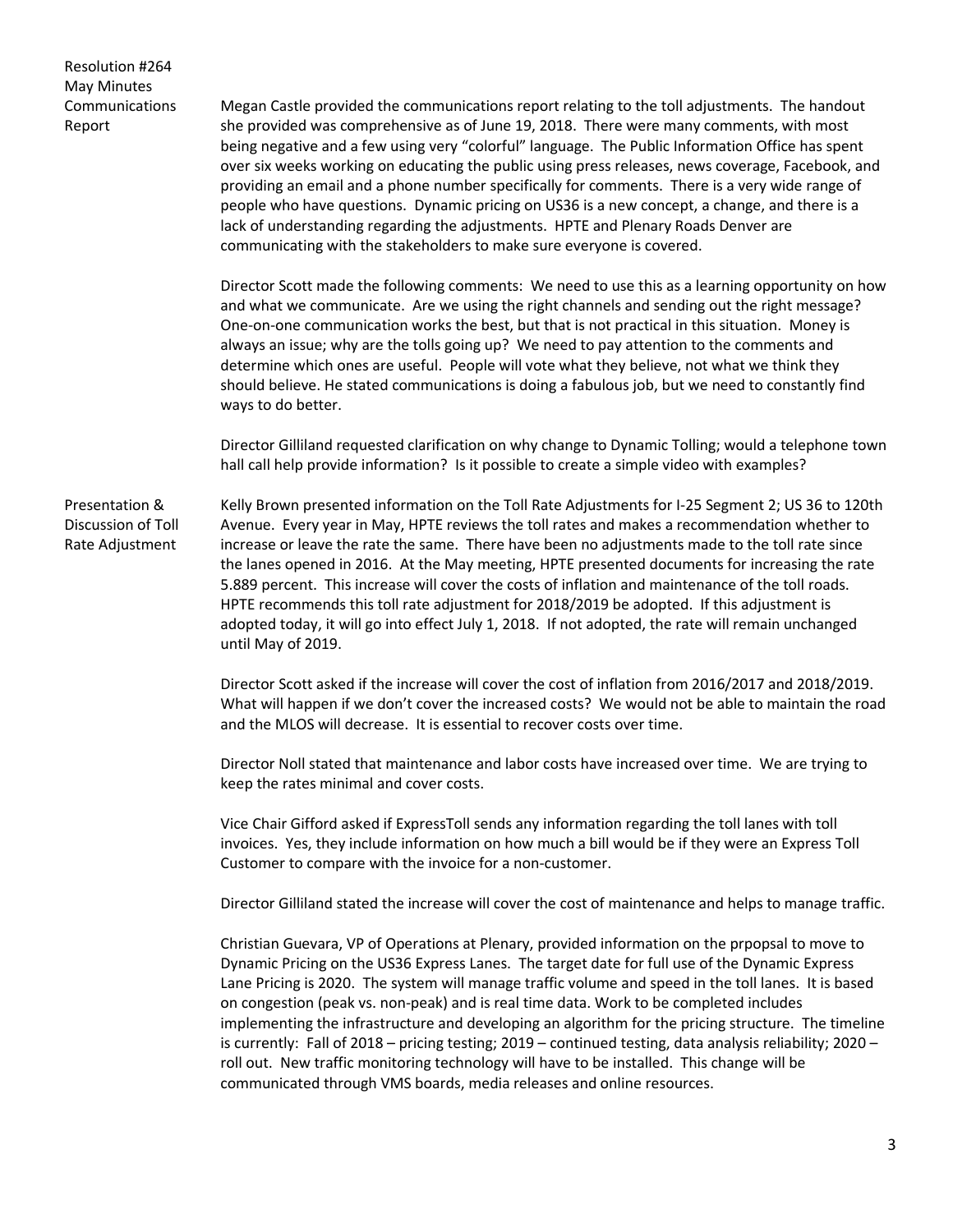**Resolution #264 May Minutes**

**Communications Report**

Megan Castle provided the communications report relating to the toll adjustments. The handout she provided was comprehensive as of June 19, 2018. There were many comments, with most being negative and a few using very "colorful" language. The Public Information Office has spent over six weeks working on educating the public using press releases, news coverage, Facebook, and providing an email and a phone number specifically for comments. There is a very wide range of people who have questions. Dynamic pricing on US36 is a new concept, a change, and there is a lack of understanding regarding the adjustments. HPTE and Plenary Roads Denver are communicating with the stakeholders to make sure everyone is covered.

Director Scott made the following comments: We need to use this as a learning opportunity on how and what we communicate. Are we using the right channels and sending out the right message? One-on-one communication works the best, but that is not practical in this situation. Money is always an issue; why are the tolls going up? We need to pay attention to the comments and determine which ones are useful. People will vote what they believe, not what we think they should believe. He stated communications is doing a fabulous job, but we need to constantly find ways to do better.

Director Gilliland requested clarification on why change to Dynamic Tolling; would a telephone town hall call help provide information? Is it possible to create a simple video with examples?

**Presentation & Discussion of Toll Rate Adjustment**

Kelly Brown presented information on the Toll Rate Adjustments for I-25 Segment 2; US 36 to 120th Avenue. Every year in May, HPTE reviews the toll rates and makes a recommendation whether to increase or leave the rate the same. There have been no adjustments made to the toll rate since the lanes opened in 2016. At the May meeting, HPTE presented documents for increasing the rate 5.889 percent. This increase will cover the costs of inflation and maintenance of the toll roads. HPTE recommends this toll rate adjustment for 2018/2019 be adopted. If this adjustment is adopted today, it will go into effect July 1, 2018. If not adopted, the rate will remain unchanged until May of 2019.

Director Scott asked if the increase will cover the cost of inflation from 2016/2017 and 2018/2019. What will happen if we don't cover the increased costs? We would not be able to maintain the road and the MLOS will decrease. It is essential to recover costs over time.

Director Noll stated that maintenance and labor costs have increased over time. We are trying to keep the rates minimal and cover costs.

Vice Chair Gifford asked if ExpressToll sends any information regarding the toll lanes with toll invoices. Yes, they include information on how much a bill would be if they were an Express Toll Customer to compare with the invoice for a non-customer.

Director Gilliland stated the increase will cover the cost of maintenance and helps to manage traffic.

Christian Guevara, VP of Operations at Plenary, provided information on the prpopsal to move to Dynamic Pricing on the US36 Express Lanes. The target date for full use of the Dynamic Express Lane Pricing is 2020. The system will manage traffic volume and speed in the toll lanes. It is based on congestion (peak vs. non-peak) and is real time data. Work to be completed includes implementing the infrastructure and developing an algorithm for the pricing structure. The timeline is currently: Fall of 2018 – pricing testing; 2019 – continued testing, data analysis reliability; 2020 – roll out. New traffic monitoring technology will have to be installed. This change will be communicated through VMS boards, media releases and online resources.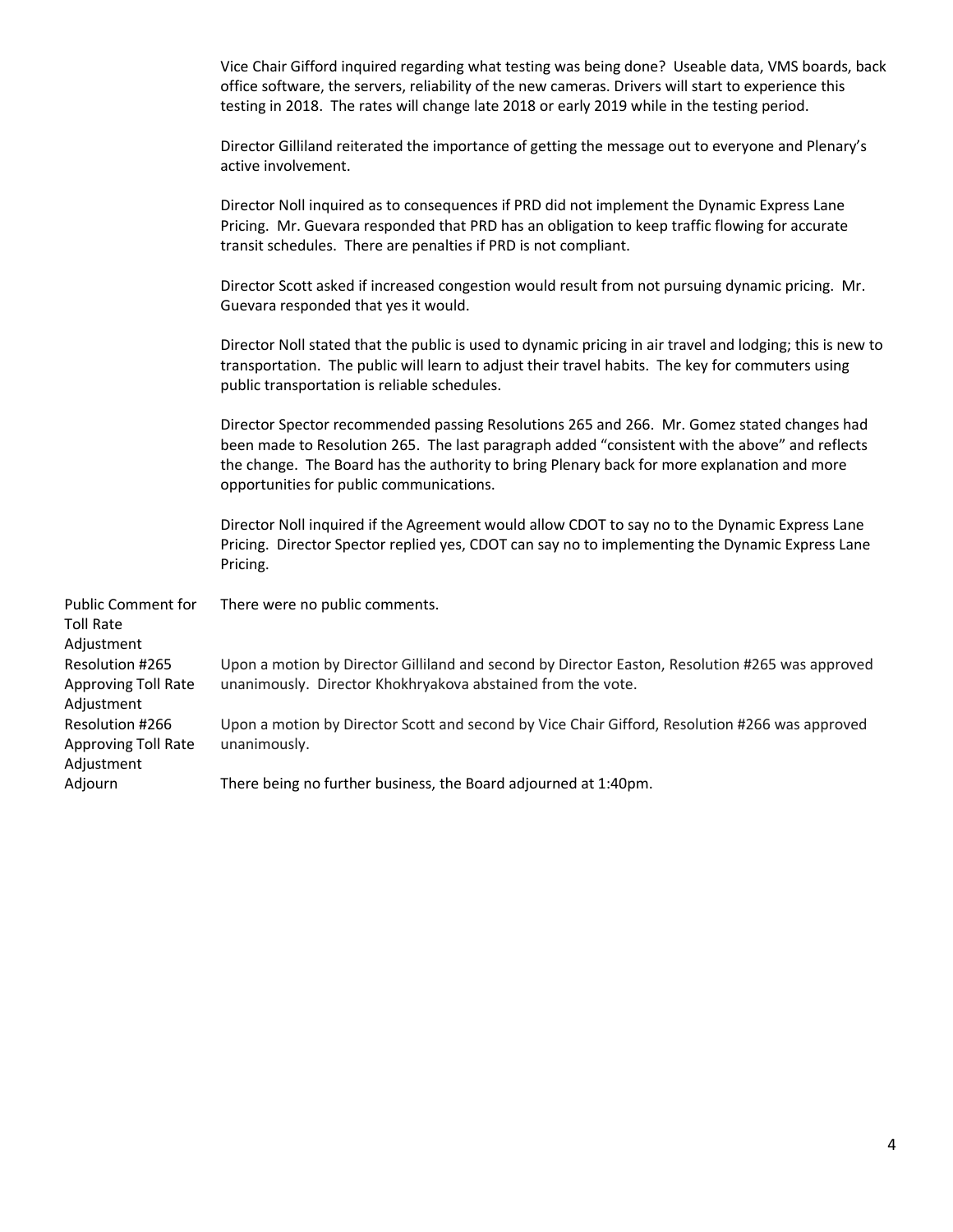Vice Chair Gifford inquired regarding what testing was being done? Useable data, VMS boards, back office software, the servers, reliability of the new cameras. Drivers will start to experience this testing in 2018. The rates will change late 2018 or early 2019 while in the testing period.

Director Gilliland reiterated the importance of getting the message out to everyone and Plenary's active involvement.

Director Noll inquired as to consequences if PRD did not implement the Dynamic Express Lane Pricing. Mr. Guevara responded that PRD has an obligation to keep traffic flowing for accurate transit schedules. There are penalties if PRD is not compliant.

Director Scott asked if increased congestion would result from not pursuing dynamic pricing. Mr. Guevara responded that yes it would.

Director Noll stated that the public is used to dynamic pricing in air travel and lodging; this is new to transportation. The public will learn to adjust their travel habits. The key for commuters using public transportation is reliable schedules.

Director Spector recommended passing Resolutions 265 and 266. Mr. Gomez stated changes had been made to Resolution 265. The last paragraph added "consistent with the above" and reflects the change. The Board has the authority to bring Plenary back for more explanation and more opportunities for public communications.

Director Noll inquired if the Agreement would allow CDOT to say no to the Dynamic Express Lane Pricing. Director Spector replied yes, CDOT can say no to implementing the Dynamic Express Lane Pricing.

**Public Comment for Toll Rate Adjustment**

There were no public comments.

**Resolution #265 Approving Toll Rate Adjustment**

Upon a motion by Director Gilliland and second by Director Easton, Resolution #265 was approved unanimously. Director Khokhryakova abstained from the vote.

**Resolution #266 Approving Toll Rate Adjustment**

Upon a motion by Director Scott and second by Vice Chair Gifford, Resolution #266 was approved unanimously.

**Adjourn**

There being no further business, the Board adjourned at 1:40pm.